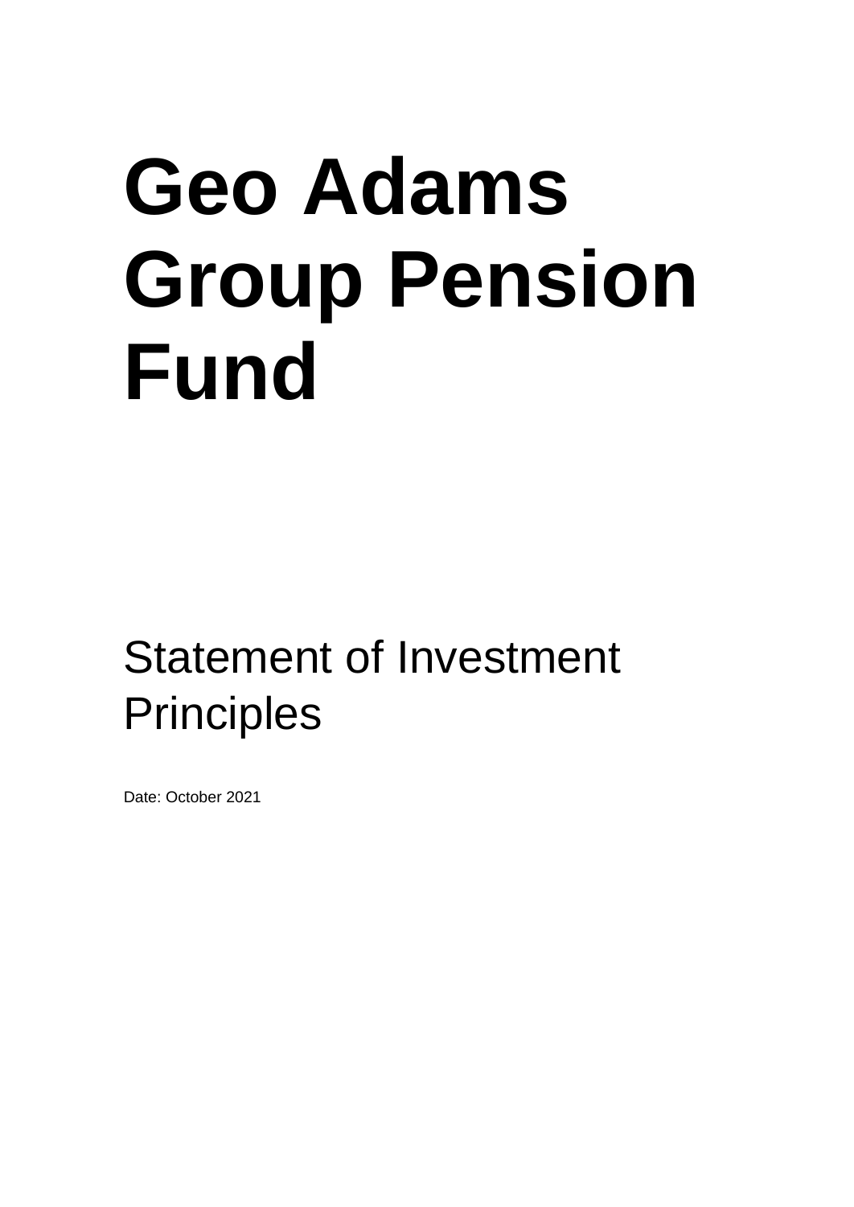# Geo Adams Group Pension Fund

## Statement of Investment Principles

Date: October 2021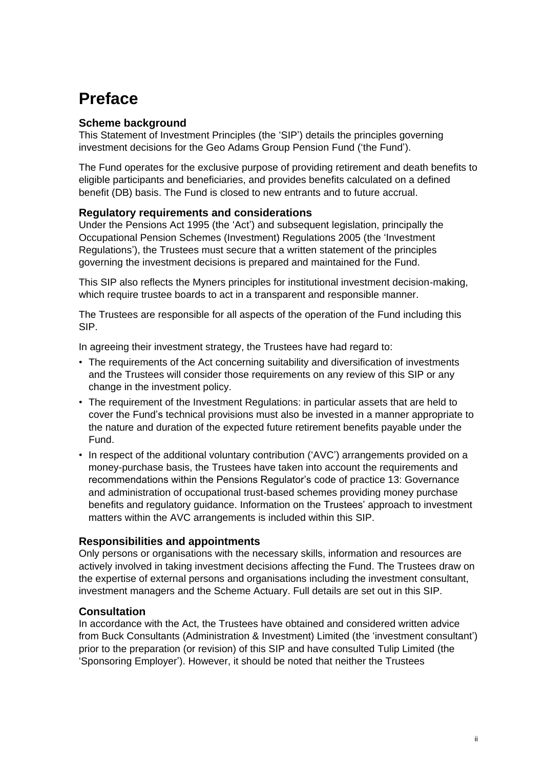# Preface

### Scheme background

This Statement of Investment Principles (the 'SIP') details the principles governing investment decisions for the Geo Adams Group Pension Fund ('the Fund').

The Fund operates for the exclusive purpose of providing retirement and death benefits to eligible participants and beneficiaries, and provides benefits calculated on a defined benefit (DB) basis. The Fund is closed to new entrants and to future accrual.

### Regulatory requirements and considerations

Under the Pensions Act 1995 (the 'Act') and subsequent legislation, principally the Occupational Pension Schemes (Investment) Regulations 2005 (the 'Investment Regulations'), the Trustees must secure that a written statement of the principles governing the investment decisions is prepared and maintained for the Fund.

This SIP also reflects the Myners principles for institutional investment decision-making, which require trustee boards to act in a transparent and responsible manner.

The Trustees are responsible for all aspects of the operation of the Fund including this SIP.

In agreeing their investment strategy, the Trustees have had regard to:

- The requirements of the Act concerning suitability and diversification of investments and the Trustees will consider those requirements on any review of this SIP or any change in the investment policy.
- The requirement of the Investment Regulations: in particular assets that are held to cover the Fund's technical provisions must also be invested in a manner appropriate to the nature and duration of the expected future retirement benefits payable under the Fund.
- In respect of the additional voluntary contribution ('AVC') arrangements provided on a money-purchase basis, the Trustees have taken into account the requirements and recommendations within the Pensions Regulator's code of practice 13: Governance and administration of occupational trust-based schemes providing money purchase benefits and regulatory guidance. Information on the Trustees' approach to investment matters within the AVC arrangements is included within this SIP.

### Responsibilities and appointments

Only persons or organisations with the necessary skills, information and resources are actively involved in taking investment decisions affecting the Fund. The Trustees draw on the expertise of external persons and organisations including the investment consultant, investment managers and the Scheme Actuary. Full details are set out in this SIP.

### Consultation

In accordance with the Act, the Trustees have obtained and considered written advice from Buck Consultants (Administration & Investment) Limited (the 'investment consultant') prior to the preparation (or revision) of this SIP and have consulted Tulip Limited (the 'Sponsoring Employer'). However, it should be noted that neither the Trustees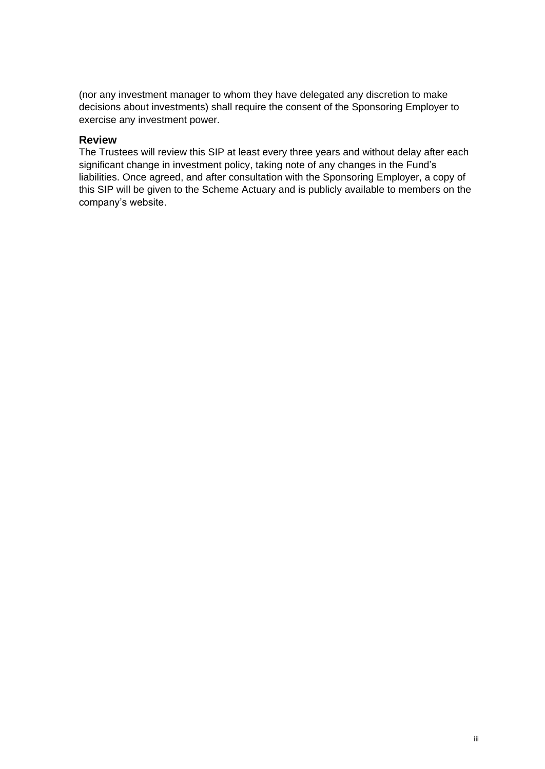(nor any investment manager to whom they have delegated any discretion to make decisions about investments) shall require the consent of the Sponsoring Employer to exercise any investment power.

## Review

The Trustees will review this SIP at least every three years and without delay after each significant change in investment policy, taking note of any changes in the Fund's liabilities. Once agreed, and after consultation with the Sponsoring Employer, a copy of this SIP will be given to the Scheme Actuary and is publicly available to members on the company's website.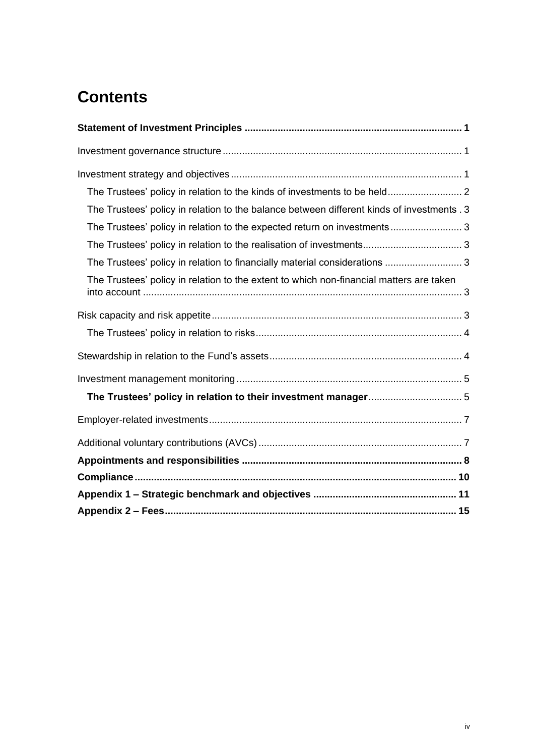# Contents

**Statement of Investment Principles .............................................................................. 1**

Investment governance structure ...................................................................................... 1

Investment strategy and objectives .................................................................................... 1

- The Trustees' policy in relation to the kinds of investments to be held ........................... 2
- The Trustees' policy in relation to the balance between different kinds of investments . 3
- The Trustees' policy in relation to the expected return on investments .......................... 3
- The Trustees' policy in relation to the realisation of investments.................................... 3
- The Trustees' policy in relation to financially material considerations ............................ 3
- The Trustees' policy in relation to the extent to which non-financial matters are taken into account .................................................................................................................. 3

Risk capacity and risk appetite ........................................................................................... 3

- The Trustees' policy in relation to risks ........................................................................... 4

Stewardship in relation to the Fund's assets ...................................................................... 4

Investment management monitoring .................................................................................. 5

- **The Trustees' policy in relation to their investment manager** .................................. 5

Employer-related investments ............................................................................................ 7

Additional voluntary contributions (AVCs) .......................................................................... 7

**Appointments and responsibilities ................................................................................ 8**

**Compliance .................................................................................................................... 10**

**Appendix 1 – Strategic benchmark and objectives .................................................... 11**

**Appendix 2 – Fees .......................................................................................................... 15**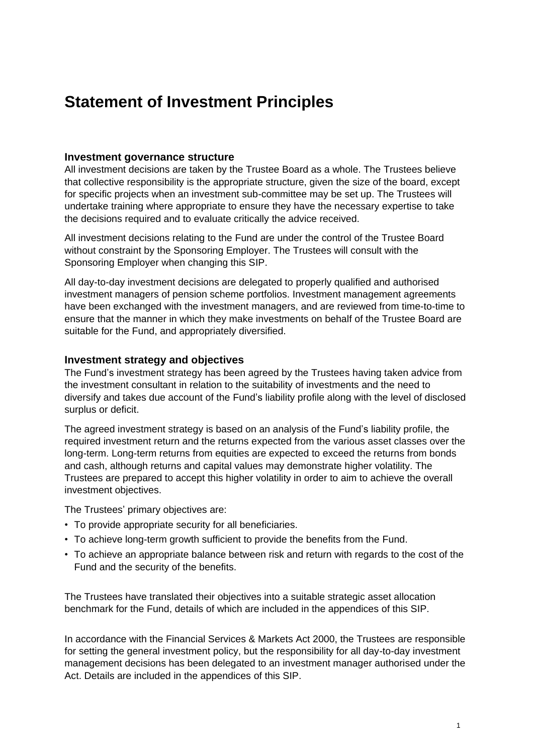# Statement of Investment Principles

## Investment governance structure

All investment decisions are taken by the Trustee Board as a whole. The Trustees believe that collective responsibility is the appropriate structure, given the size of the board, except for specific projects when an investment sub-committee may be set up. The Trustees will undertake training where appropriate to ensure they have the necessary expertise to take the decisions required and to evaluate critically the advice received.

All investment decisions relating to the Fund are under the control of the Trustee Board without constraint by the Sponsoring Employer. The Trustees will consult with the Sponsoring Employer when changing this SIP.

All day-to-day investment decisions are delegated to properly qualified and authorised investment managers of pension scheme portfolios. Investment management agreements have been exchanged with the investment managers, and are reviewed from time-to-time to ensure that the manner in which they make investments on behalf of the Trustee Board are suitable for the Fund, and appropriately diversified.

## Investment strategy and objectives

The Fund's investment strategy has been agreed by the Trustees having taken advice from the investment consultant in relation to the suitability of investments and the need to diversify and takes due account of the Fund's liability profile along with the level of disclosed surplus or deficit.

The agreed investment strategy is based on an analysis of the Fund's liability profile, the required investment return and the returns expected from the various asset classes over the long-term. Long-term returns from equities are expected to exceed the returns from bonds and cash, although returns and capital values may demonstrate higher volatility. The Trustees are prepared to accept this higher volatility in order to aim to achieve the overall investment objectives.

The Trustees' primary objectives are:

- To provide appropriate security for all beneficiaries.
- To achieve long-term growth sufficient to provide the benefits from the Fund.
- To achieve an appropriate balance between risk and return with regards to the cost of the Fund and the security of the benefits.

The Trustees have translated their objectives into a suitable strategic asset allocation benchmark for the Fund, details of which are included in the appendices of this SIP.

In accordance with the Financial Services & Markets Act 2000, the Trustees are responsible for setting the general investment policy, but the responsibility for all day-to-day investment management decisions has been delegated to an investment manager authorised under the Act. Details are included in the appendices of this SIP.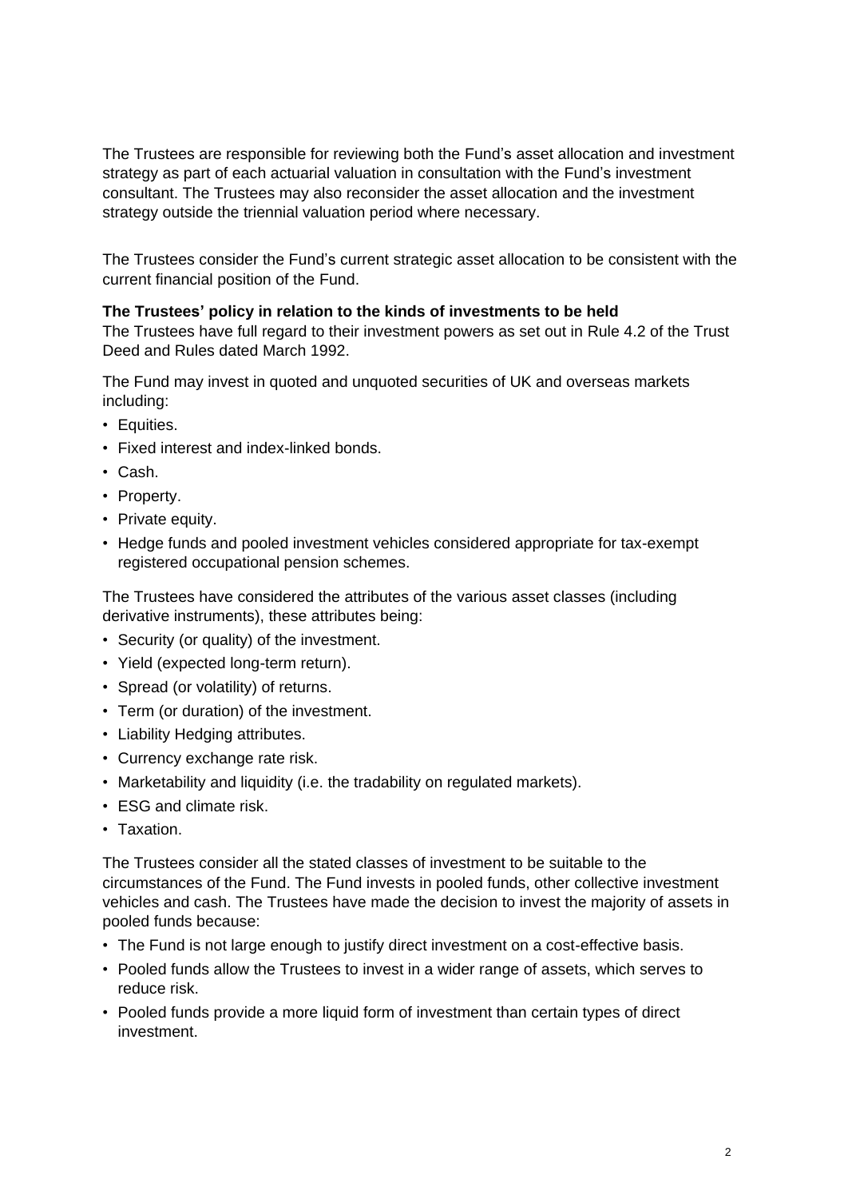The Trustees are responsible for reviewing both the Fund's asset allocation and investment strategy as part of each actuarial valuation in consultation with the Fund's investment consultant. The Trustees may also reconsider the asset allocation and the investment strategy outside the triennial valuation period where necessary.

The Trustees consider the Fund's current strategic asset allocation to be consistent with the current financial position of the Fund.

**The Trustees' policy in relation to the kinds of investments to be held**

The Trustees have full regard to their investment powers as set out in Rule 4.2 of the Trust Deed and Rules dated March 1992.

The Fund may invest in quoted and unquoted securities of UK and overseas markets including:

- Equities.
- Fixed interest and index-linked bonds.
- Cash.
- Property.
- Private equity.
- Hedge funds and pooled investment vehicles considered appropriate for tax-exempt registered occupational pension schemes.

The Trustees have considered the attributes of the various asset classes (including derivative instruments), these attributes being:

- Security (or quality) of the investment.
- Yield (expected long-term return).
- Spread (or volatility) of returns.
- Term (or duration) of the investment.
- Liability Hedging attributes.
- Currency exchange rate risk.
- Marketability and liquidity (i.e. the tradability on regulated markets).
- ESG and climate risk.
- Taxation.

The Trustees consider all the stated classes of investment to be suitable to the circumstances of the Fund. The Fund invests in pooled funds, other collective investment vehicles and cash. The Trustees have made the decision to invest the majority of assets in pooled funds because:

- The Fund is not large enough to justify direct investment on a cost-effective basis.
- Pooled funds allow the Trustees to invest in a wider range of assets, which serves to reduce risk.
- Pooled funds provide a more liquid form of investment than certain types of direct investment.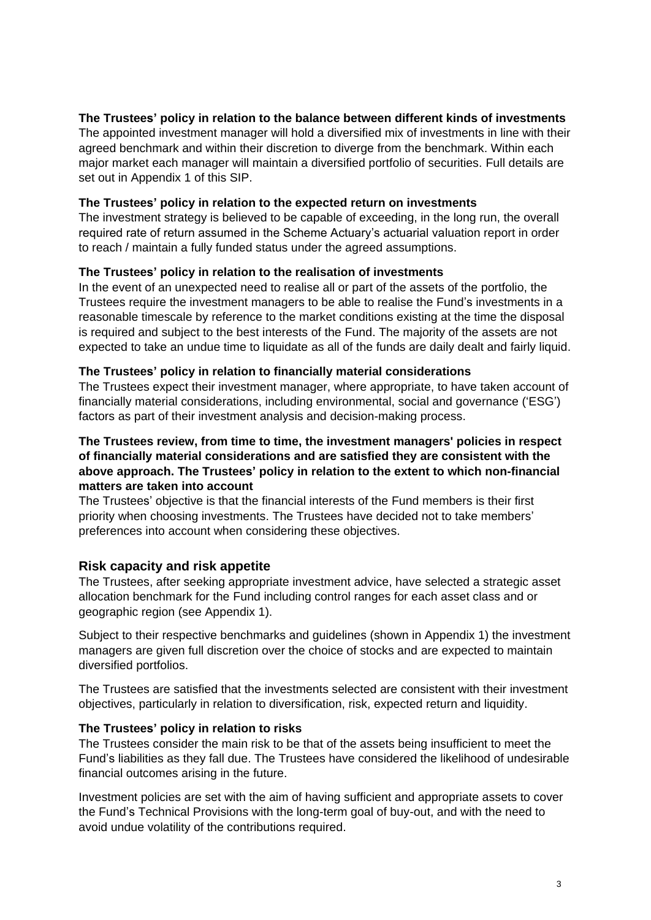**The Trustees' policy in relation to the balance between different kinds of investments**

The appointed investment manager will hold a diversified mix of investments in line with their agreed benchmark and within their discretion to diverge from the benchmark. Within each major market each manager will maintain a diversified portfolio of securities. Full details are set out in Appendix 1 of this SIP.

**The Trustees' policy in relation to the expected return on investments**

The investment strategy is believed to be capable of exceeding, in the long run, the overall required rate of return assumed in the Scheme Actuary's actuarial valuation report in order to reach / maintain a fully funded status under the agreed assumptions.

**The Trustees' policy in relation to the realisation of investments**

In the event of an unexpected need to realise all or part of the assets of the portfolio, the Trustees require the investment managers to be able to realise the Fund's investments in a reasonable timescale by reference to the market conditions existing at the time the disposal is required and subject to the best interests of the Fund. The majority of the assets are not expected to take an undue time to liquidate as all of the funds are daily dealt and fairly liquid.

**The Trustees' policy in relation to financially material considerations**

The Trustees expect their investment manager, where appropriate, to have taken account of financially material considerations, including environmental, social and governance ('ESG') factors as part of their investment analysis and decision-making process.

**The Trustees review, from time to time, the investment managers' policies in respect of financially material considerations and are satisfied they are consistent with the above approach. The Trustees' policy in relation to the extent to which non-financial matters are taken into account**

The Trustees' objective is that the financial interests of the Fund members is their first priority when choosing investments. The Trustees have decided not to take members' preferences into account when considering these objectives.

## Risk capacity and risk appetite

The Trustees, after seeking appropriate investment advice, have selected a strategic asset allocation benchmark for the Fund including control ranges for each asset class and or geographic region (see Appendix 1).

Subject to their respective benchmarks and guidelines (shown in Appendix 1) the investment managers are given full discretion over the choice of stocks and are expected to maintain diversified portfolios.

The Trustees are satisfied that the investments selected are consistent with their investment objectives, particularly in relation to diversification, risk, expected return and liquidity.

**The Trustees' policy in relation to risks**

The Trustees consider the main risk to be that of the assets being insufficient to meet the Fund's liabilities as they fall due. The Trustees have considered the likelihood of undesirable financial outcomes arising in the future.

Investment policies are set with the aim of having sufficient and appropriate assets to cover the Fund's Technical Provisions with the long-term goal of buy-out, and with the need to avoid undue volatility of the contributions required.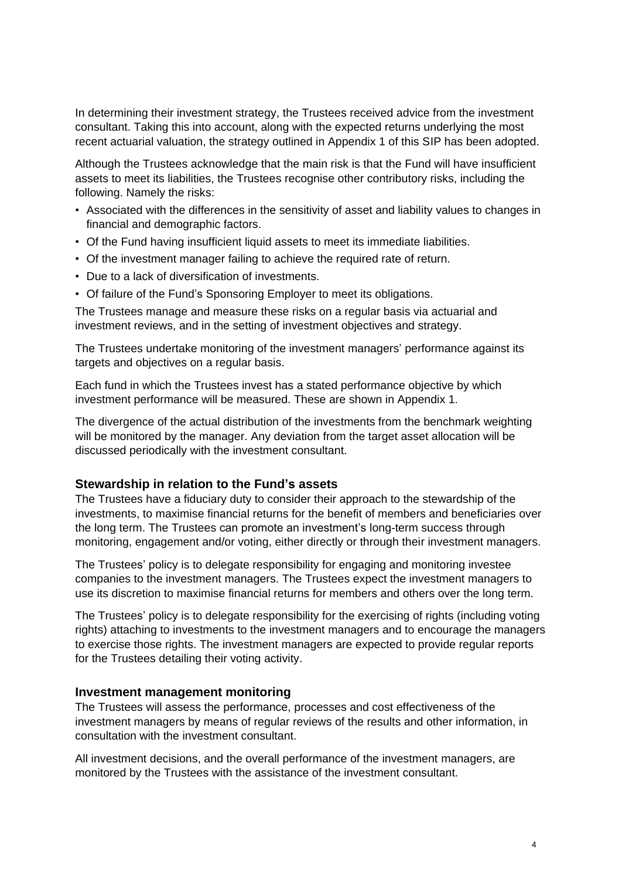In determining their investment strategy, the Trustees received advice from the investment consultant. Taking this into account, along with the expected returns underlying the most recent actuarial valuation, the strategy outlined in Appendix 1 of this SIP has been adopted.

Although the Trustees acknowledge that the main risk is that the Fund will have insufficient assets to meet its liabilities, the Trustees recognise other contributory risks, including the following. Namely the risks:

- Associated with the differences in the sensitivity of asset and liability values to changes in financial and demographic factors.
- Of the Fund having insufficient liquid assets to meet its immediate liabilities.
- Of the investment manager failing to achieve the required rate of return.
- Due to a lack of diversification of investments.
- Of failure of the Fund's Sponsoring Employer to meet its obligations.

The Trustees manage and measure these risks on a regular basis via actuarial and investment reviews, and in the setting of investment objectives and strategy.

The Trustees undertake monitoring of the investment managers' performance against its targets and objectives on a regular basis.

Each fund in which the Trustees invest has a stated performance objective by which investment performance will be measured. These are shown in Appendix 1.

The divergence of the actual distribution of the investments from the benchmark weighting will be monitored by the manager. Any deviation from the target asset allocation will be discussed periodically with the investment consultant.

### Stewardship in relation to the Fund's assets

The Trustees have a fiduciary duty to consider their approach to the stewardship of the investments, to maximise financial returns for the benefit of members and beneficiaries over the long term. The Trustees can promote an investment's long-term success through monitoring, engagement and/or voting, either directly or through their investment managers.

The Trustees' policy is to delegate responsibility for engaging and monitoring investee companies to the investment managers. The Trustees expect the investment managers to use its discretion to maximise financial returns for members and others over the long term.

The Trustees' policy is to delegate responsibility for the exercising of rights (including voting rights) attaching to investments to the investment managers and to encourage the managers to exercise those rights. The investment managers are expected to provide regular reports for the Trustees detailing their voting activity.

### Investment management monitoring

The Trustees will assess the performance, processes and cost effectiveness of the investment managers by means of regular reviews of the results and other information, in consultation with the investment consultant.

All investment decisions, and the overall performance of the investment managers, are monitored by the Trustees with the assistance of the investment consultant.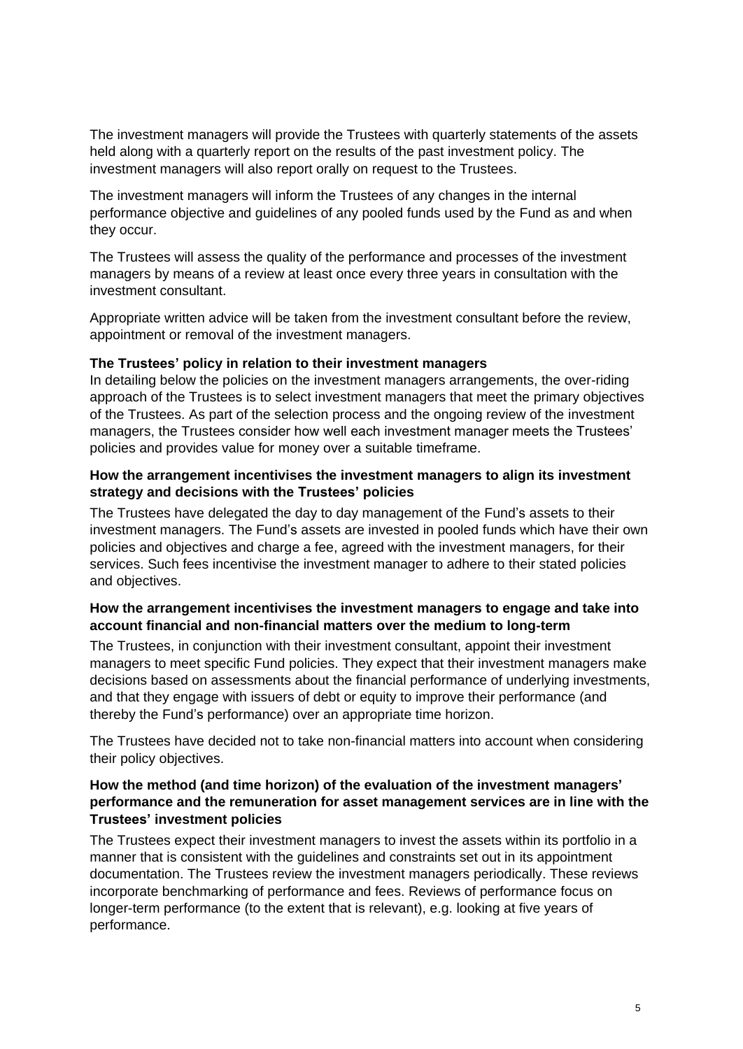The investment managers will provide the Trustees with quarterly statements of the assets held along with a quarterly report on the results of the past investment policy. The investment managers will also report orally on request to the Trustees.

The investment managers will inform the Trustees of any changes in the internal performance objective and guidelines of any pooled funds used by the Fund as and when they occur.

The Trustees will assess the quality of the performance and processes of the investment managers by means of a review at least once every three years in consultation with the investment consultant.

Appropriate written advice will be taken from the investment consultant before the review, appointment or removal of the investment managers.

**The Trustees' policy in relation to their investment managers**

In detailing below the policies on the investment managers arrangements, the over-riding approach of the Trustees is to select investment managers that meet the primary objectives of the Trustees. As part of the selection process and the ongoing review of the investment managers, the Trustees consider how well each investment manager meets the Trustees' policies and provides value for money over a suitable timeframe.

**How the arrangement incentivises the investment managers to align its investment strategy and decisions with the Trustees' policies**

The Trustees have delegated the day to day management of the Fund's assets to their investment managers. The Fund's assets are invested in pooled funds which have their own policies and objectives and charge a fee, agreed with the investment managers, for their services. Such fees incentivise the investment manager to adhere to their stated policies and objectives.

**How the arrangement incentivises the investment managers to engage and take into account financial and non-financial matters over the medium to long-term**

The Trustees, in conjunction with their investment consultant, appoint their investment managers to meet specific Fund policies. They expect that their investment managers make decisions based on assessments about the financial performance of underlying investments, and that they engage with issuers of debt or equity to improve their performance (and thereby the Fund's performance) over an appropriate time horizon.

The Trustees have decided not to take non-financial matters into account when considering their policy objectives.

**How the method (and time horizon) of the evaluation of the investment managers' performance and the remuneration for asset management services are in line with the Trustees' investment policies**

The Trustees expect their investment managers to invest the assets within its portfolio in a manner that is consistent with the guidelines and constraints set out in its appointment documentation. The Trustees review the investment managers periodically. These reviews incorporate benchmarking of performance and fees. Reviews of performance focus on longer-term performance (to the extent that is relevant), e.g. looking at five years of performance.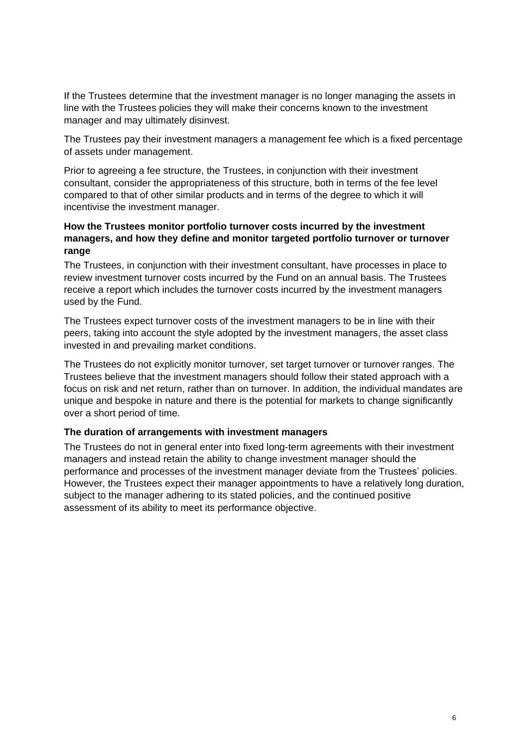If the Trustees determine that the investment manager is no longer managing the assets in line with the Trustees policies they will make their concerns known to the investment manager and may ultimately disinvest.

The Trustees pay their investment managers a management fee which is a fixed percentage of assets under management.

Prior to agreeing a fee structure, the Trustees, in conjunction with their investment consultant, consider the appropriateness of this structure, both in terms of the fee level compared to that of other similar products and in terms of the degree to which it will incentivise the investment manager.

**How the Trustees monitor portfolio turnover costs incurred by the investment managers, and how they define and monitor targeted portfolio turnover or turnover range**

The Trustees, in conjunction with their investment consultant, have processes in place to review investment turnover costs incurred by the Fund on an annual basis. The Trustees receive a report which includes the turnover costs incurred by the investment managers used by the Fund.

The Trustees expect turnover costs of the investment managers to be in line with their peers, taking into account the style adopted by the investment managers, the asset class invested in and prevailing market conditions.

The Trustees do not explicitly monitor turnover, set target turnover or turnover ranges. The Trustees believe that the investment managers should follow their stated approach with a focus on risk and net return, rather than on turnover. In addition, the individual mandates are unique and bespoke in nature and there is the potential for markets to change significantly over a short period of time.

**The duration of arrangements with investment managers**

The Trustees do not in general enter into fixed long-term agreements with their investment managers and instead retain the ability to change investment manager should the performance and processes of the investment manager deviate from the Trustees' policies. However, the Trustees expect their manager appointments to have a relatively long duration, subject to the manager adhering to its stated policies, and the continued positive assessment of its ability to meet its performance objective.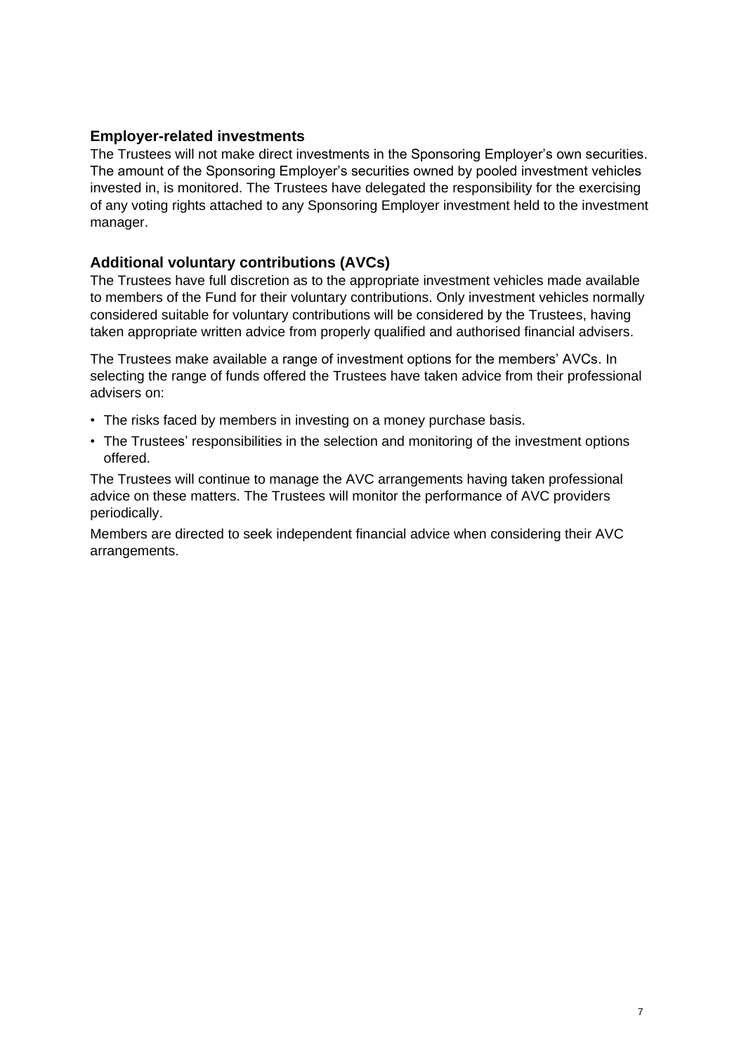## Employer-related investments

The Trustees will not make direct investments in the Sponsoring Employer's own securities. The amount of the Sponsoring Employer's securities owned by pooled investment vehicles invested in, is monitored. The Trustees have delegated the responsibility for the exercising of any voting rights attached to any Sponsoring Employer investment held to the investment manager.

## Additional voluntary contributions (AVCs)

The Trustees have full discretion as to the appropriate investment vehicles made available to members of the Fund for their voluntary contributions. Only investment vehicles normally considered suitable for voluntary contributions will be considered by the Trustees, having taken appropriate written advice from properly qualified and authorised financial advisers.

The Trustees make available a range of investment options for the members' AVCs. In selecting the range of funds offered the Trustees have taken advice from their professional advisers on:

- The risks faced by members in investing on a money purchase basis.
- The Trustees' responsibilities in the selection and monitoring of the investment options offered.

The Trustees will continue to manage the AVC arrangements having taken professional advice on these matters. The Trustees will monitor the performance of AVC providers periodically.

Members are directed to seek independent financial advice when considering their AVC arrangements.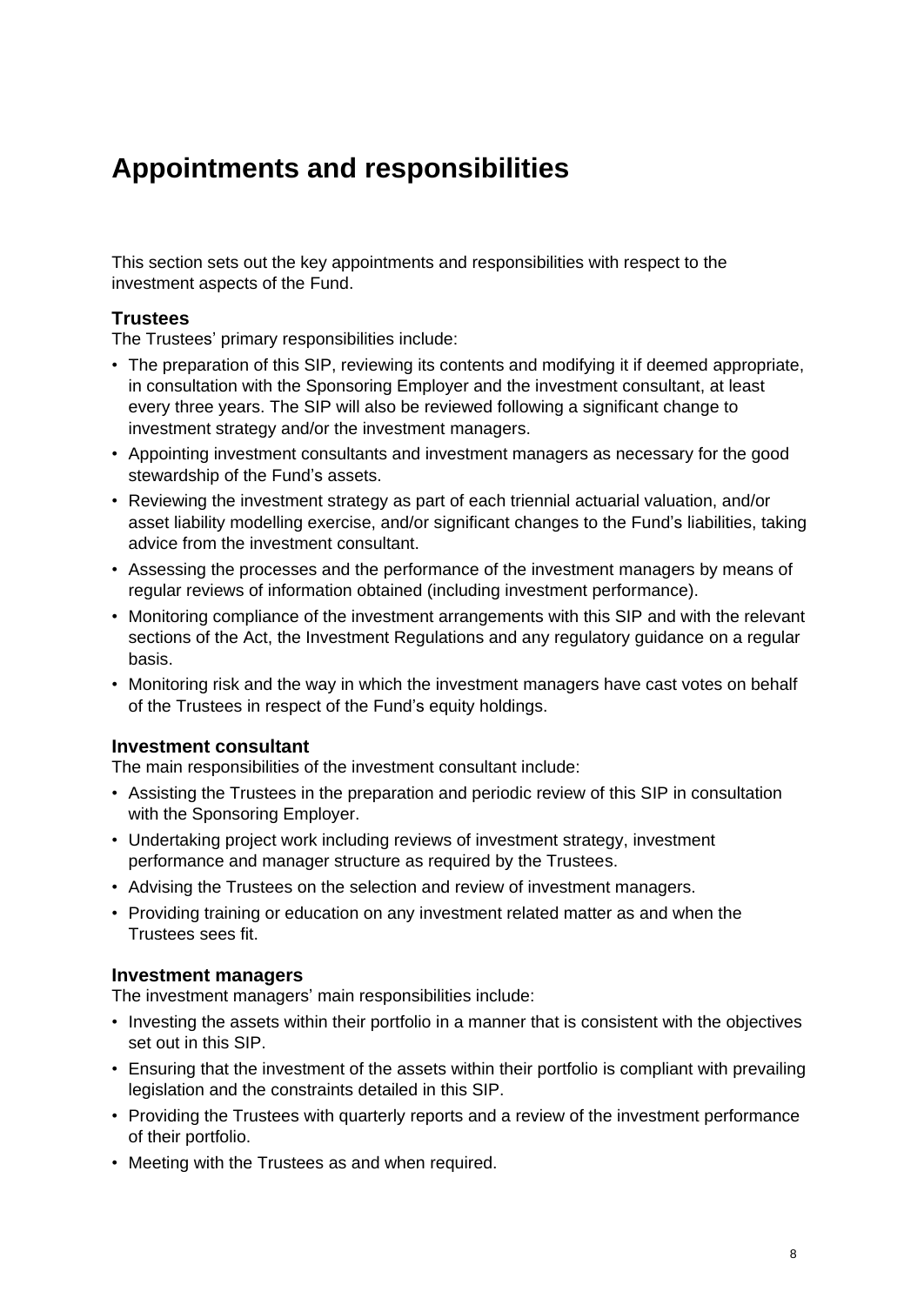# Appointments and responsibilities

This section sets out the key appointments and responsibilities with respect to the investment aspects of the Fund.

### Trustees

The Trustees' primary responsibilities include:

- The preparation of this SIP, reviewing its contents and modifying it if deemed appropriate, in consultation with the Sponsoring Employer and the investment consultant, at least every three years. The SIP will also be reviewed following a significant change to investment strategy and/or the investment managers.
- Appointing investment consultants and investment managers as necessary for the good stewardship of the Fund's assets.
- Reviewing the investment strategy as part of each triennial actuarial valuation, and/or asset liability modelling exercise, and/or significant changes to the Fund's liabilities, taking advice from the investment consultant.
- Assessing the processes and the performance of the investment managers by means of regular reviews of information obtained (including investment performance).
- Monitoring compliance of the investment arrangements with this SIP and with the relevant sections of the Act, the Investment Regulations and any regulatory guidance on a regular basis.
- Monitoring risk and the way in which the investment managers have cast votes on behalf of the Trustees in respect of the Fund's equity holdings.

### Investment consultant

The main responsibilities of the investment consultant include:

- Assisting the Trustees in the preparation and periodic review of this SIP in consultation with the Sponsoring Employer.
- Undertaking project work including reviews of investment strategy, investment performance and manager structure as required by the Trustees.
- Advising the Trustees on the selection and review of investment managers.
- Providing training or education on any investment related matter as and when the Trustees sees fit.

### Investment managers

The investment managers' main responsibilities include:

- Investing the assets within their portfolio in a manner that is consistent with the objectives set out in this SIP.
- Ensuring that the investment of the assets within their portfolio is compliant with prevailing legislation and the constraints detailed in this SIP.
- Providing the Trustees with quarterly reports and a review of the investment performance of their portfolio.
- Meeting with the Trustees as and when required.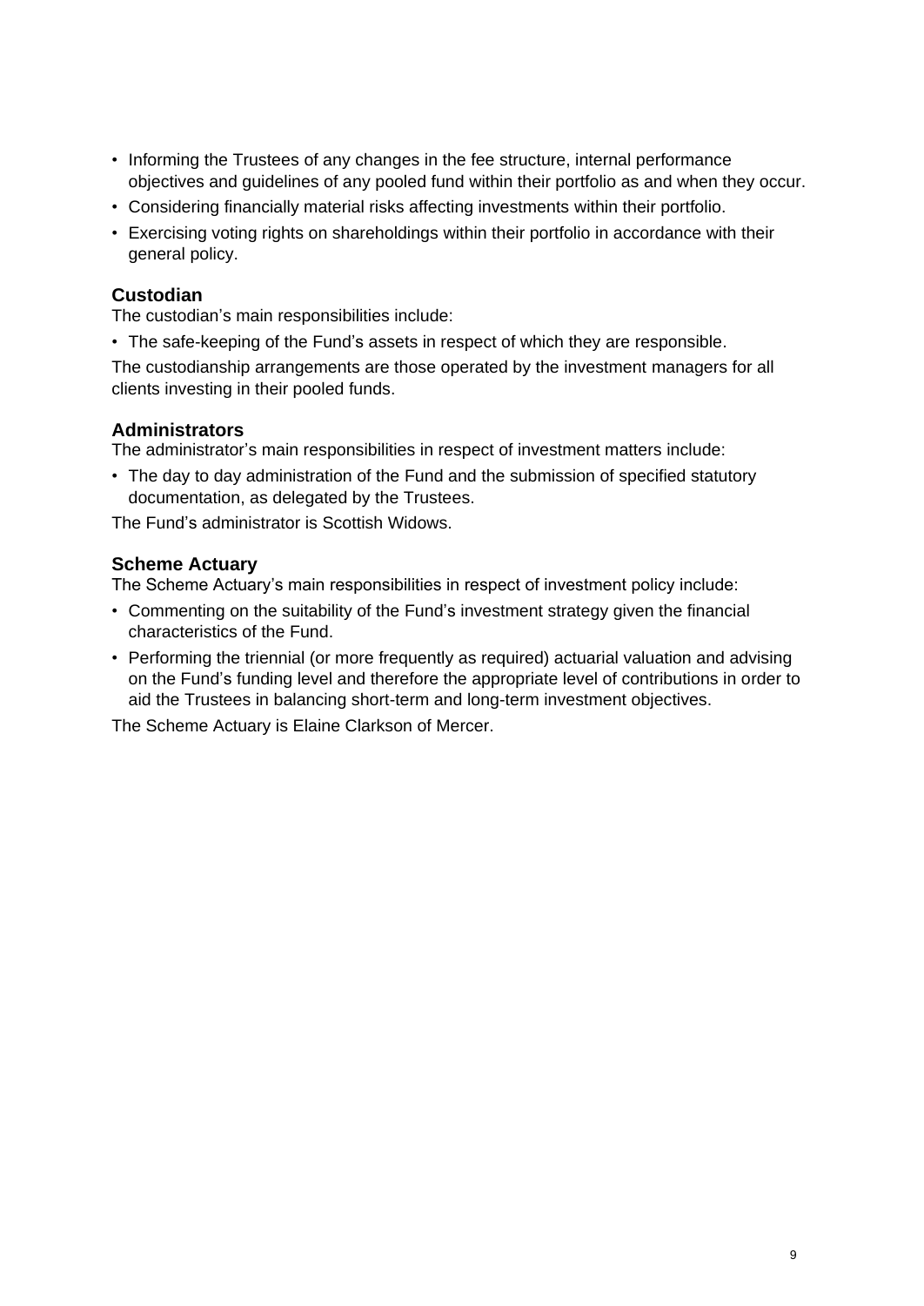- Informing the Trustees of any changes in the fee structure, internal performance objectives and guidelines of any pooled fund within their portfolio as and when they occur.
- Considering financially material risks affecting investments within their portfolio.
- Exercising voting rights on shareholdings within their portfolio in accordance with their general policy.

### Custodian

The custodian's main responsibilities include:

- The safe-keeping of the Fund's assets in respect of which they are responsible.

The custodianship arrangements are those operated by the investment managers for all clients investing in their pooled funds.

### Administrators

The administrator's main responsibilities in respect of investment matters include:

- The day to day administration of the Fund and the submission of specified statutory documentation, as delegated by the Trustees.

The Fund's administrator is Scottish Widows.

### Scheme Actuary

The Scheme Actuary's main responsibilities in respect of investment policy include:

- Commenting on the suitability of the Fund's investment strategy given the financial characteristics of the Fund.
- Performing the triennial (or more frequently as required) actuarial valuation and advising on the Fund's funding level and therefore the appropriate level of contributions in order to aid the Trustees in balancing short-term and long-term investment objectives.

The Scheme Actuary is Elaine Clarkson of Mercer.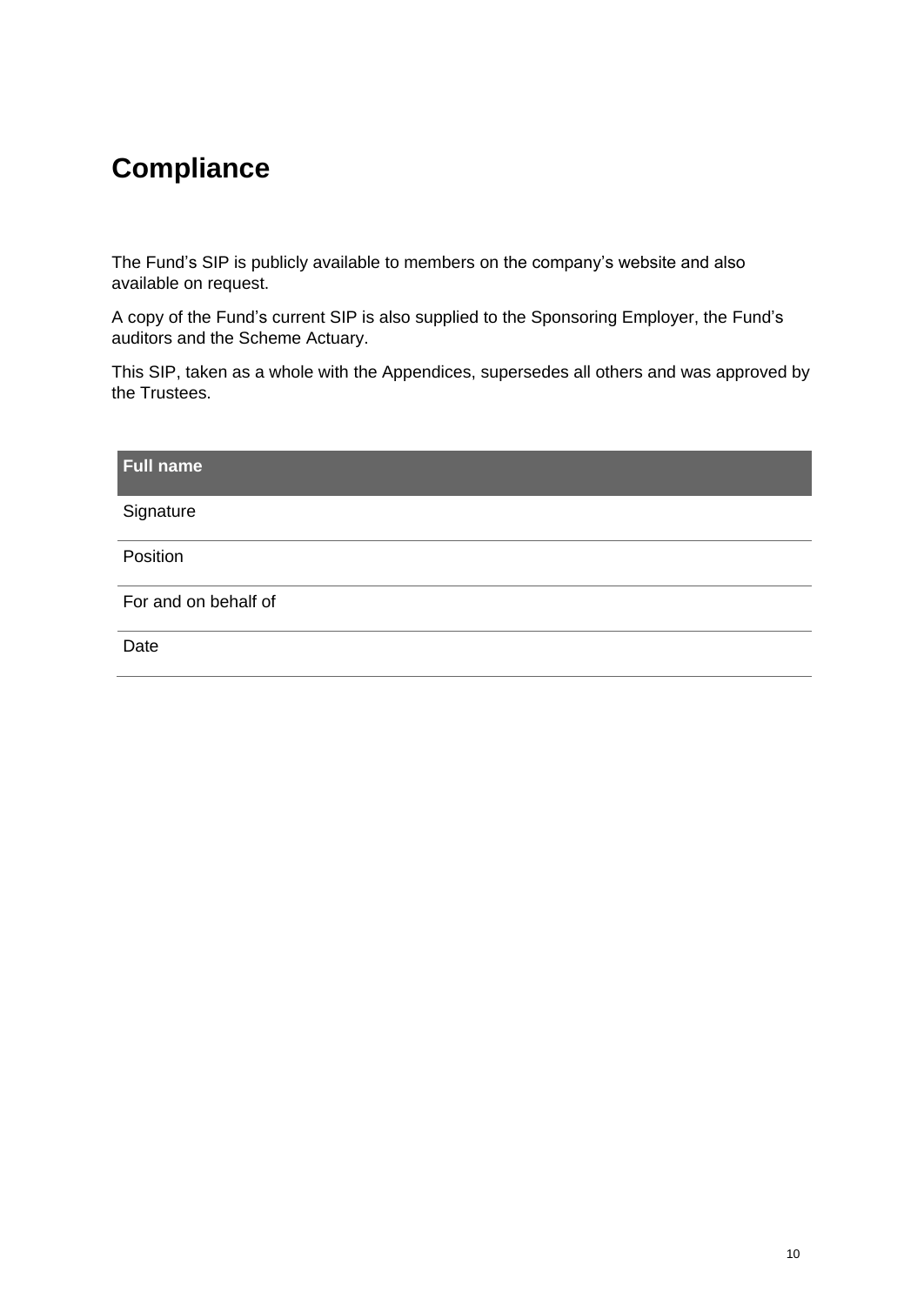# Compliance

The Fund's SIP is publicly available to members on the company's website and also available on request.

A copy of the Fund's current SIP is also supplied to the Sponsoring Employer, the Fund's auditors and the Scheme Actuary.

This SIP, taken as a whole with the Appendices, supersedes all others and was approved by the Trustees.

| Full name |
| --- |
| Signature |
| Position |
| For and on behalf of |
| Date |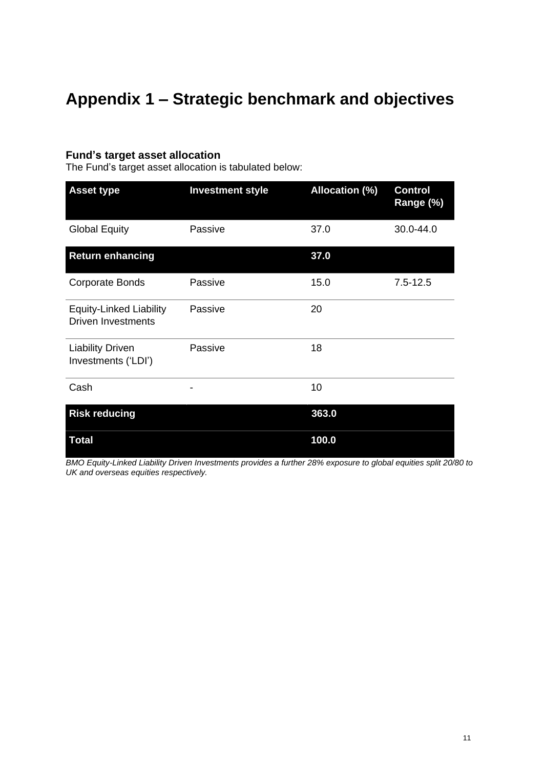# Appendix 1 – Strategic benchmark and objectives

### Fund's target asset allocation

The Fund's target asset allocation is tabulated below:

| Asset type | Investment style | Allocation (%) | Control Range (%) |
|---|---|---|---|
| Global Equity | Passive | 37.0 | 30.0-44.0 |
| **Return enhancing** | | **37.0** | |
| Corporate Bonds | Passive | 15.0 | 7.5-12.5 |
| Equity-Linked Liability Driven Investments | Passive | 20 | |
| Liability Driven Investments ('LDI') | Passive | 18 | |
| Cash | - | 10 | |
| **Risk reducing** | | **363.0** | |
| **Total** | | **100.0** | |

*BMO Equity-Linked Liability Driven Investments provides a further 28% exposure to global equities split 20/80 to UK and overseas equities respectively.*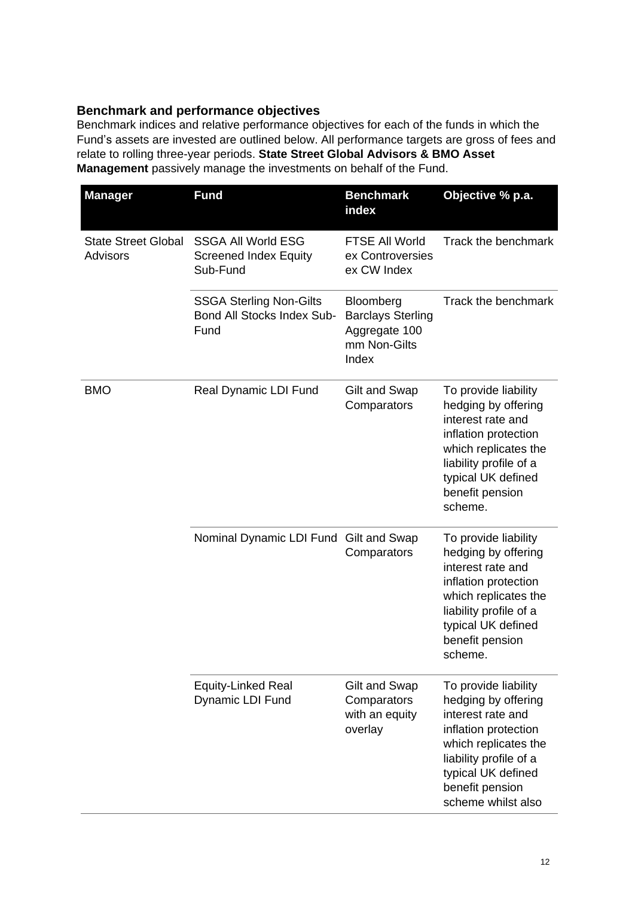### Benchmark and performance objectives

Benchmark indices and relative performance objectives for each of the funds in which the Fund's assets are invested are outlined below. All performance targets are gross of fees and relate to rolling three-year periods. **State Street Global Advisors & BMO Asset Management** passively manage the investments on behalf of the Fund.

| Manager | Fund | Benchmark index | Objective % p.a. |
|---|---|---|---|
| State Street Global Advisors | SSGA All World ESG Screened Index Equity Sub-Fund | FTSE All World ex Controversies ex CW Index | Track the benchmark |
| | SSGA Sterling Non-Gilts Bond All Stocks Index Sub-Fund | Bloomberg Barclays Sterling Aggregate 100 mm Non-Gilts Index | Track the benchmark |
| BMO | Real Dynamic LDI Fund | Gilt and Swap Comparators | To provide liability hedging by offering interest rate and inflation protection which replicates the liability profile of a typical UK defined benefit pension scheme. |
| | Nominal Dynamic LDI Fund | Gilt and Swap Comparators | To provide liability hedging by offering interest rate and inflation protection which replicates the liability profile of a typical UK defined benefit pension scheme. |
| | Equity-Linked Real Dynamic LDI Fund | Gilt and Swap Comparators with an equity overlay | To provide liability hedging by offering interest rate and inflation protection which replicates the liability profile of a typical UK defined benefit pension scheme whilst also |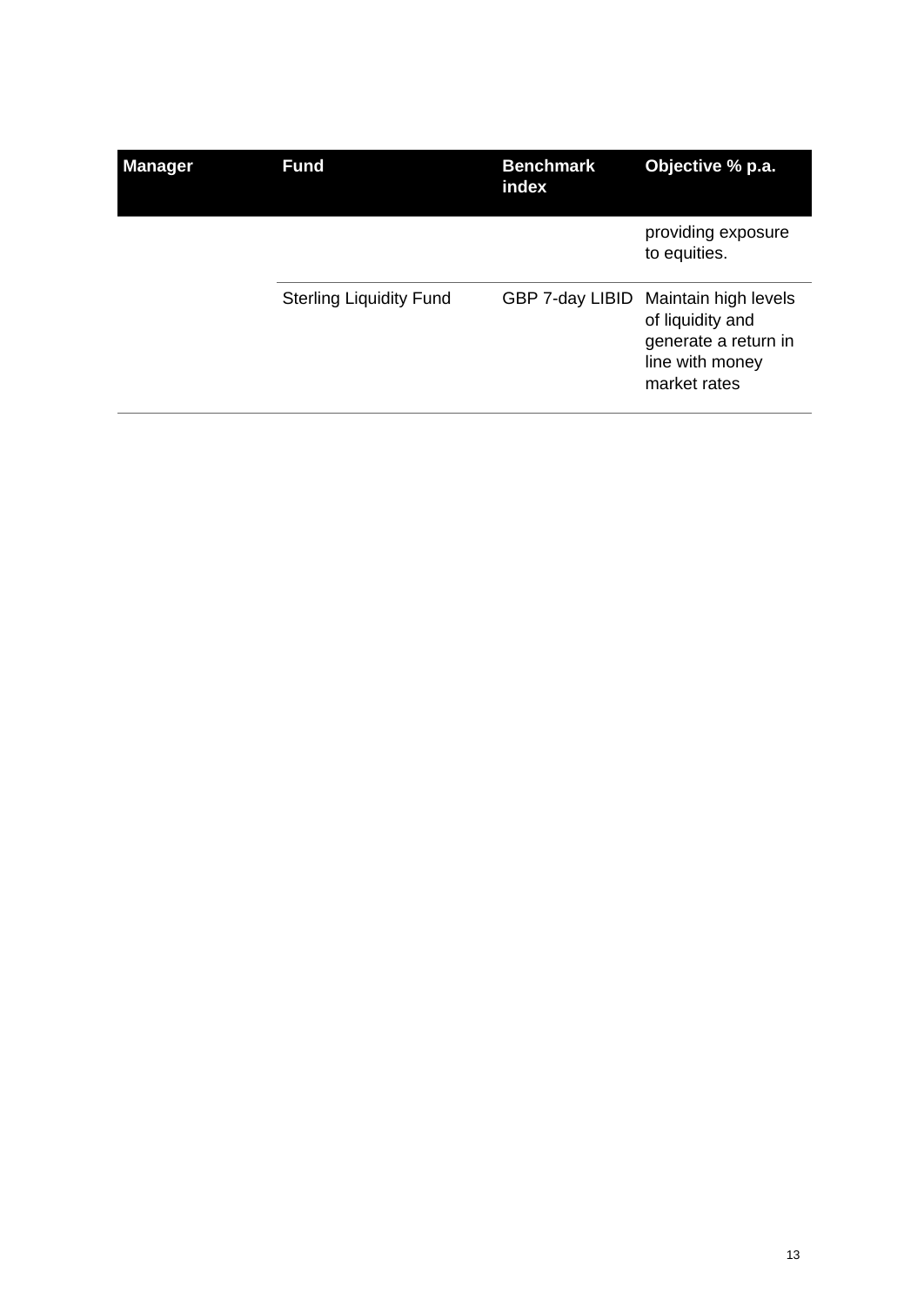| Manager | Fund | Benchmark index | Objective % p.a. |
|---|---|---|---|
| | | | providing exposure to equities. |
| | Sterling Liquidity Fund | GBP 7-day LIBID | Maintain high levels of liquidity and generate a return in line with money market rates |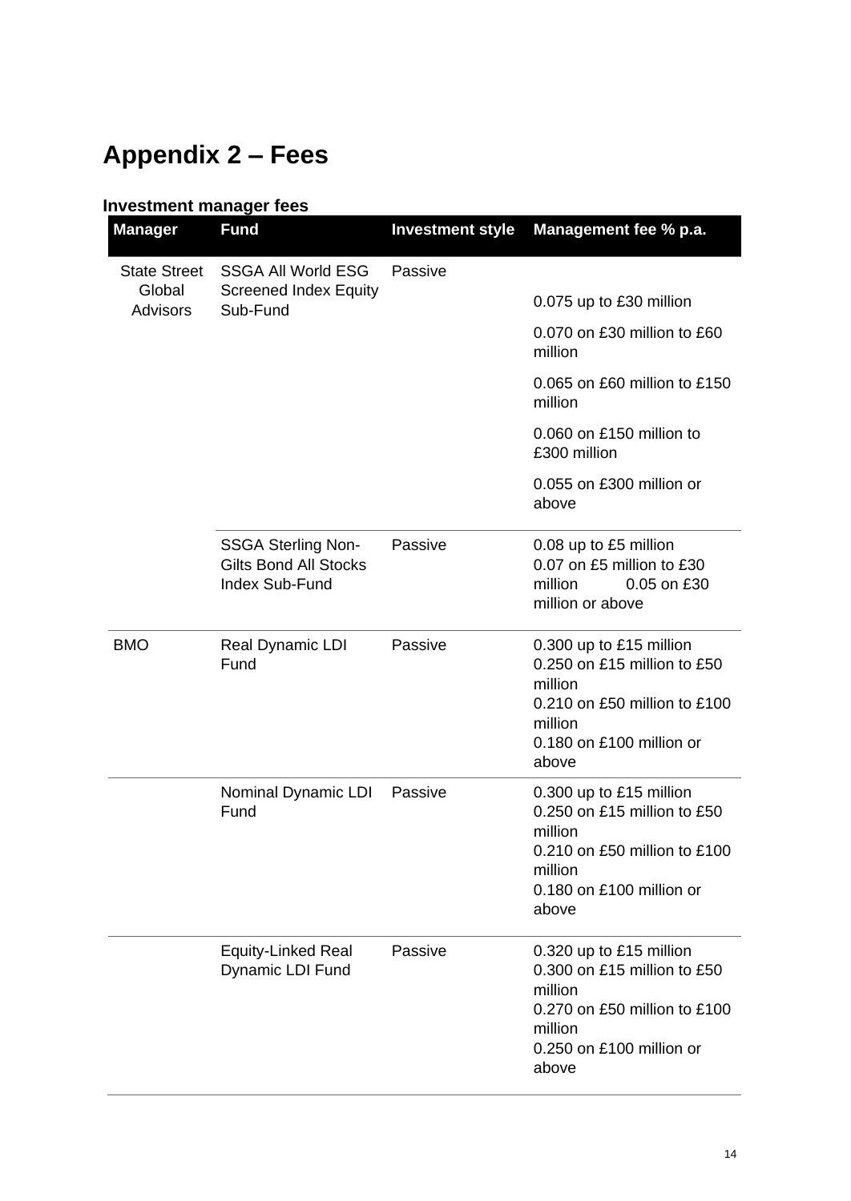# Appendix 2 – Fees

### Investment manager fees

| Manager | Fund | Investment style | Management fee % p.a. |
|---|---|---|---|
| State Street Global Advisors | SSGA All World ESG Screened Index Equity Sub-Fund | Passive | 0.075 up to £30 million<br>0.070 on £30 million to £60 million<br>0.065 on £60 million to £150 million<br>0.060 on £150 million to £300 million<br>0.055 on £300 million or above |
| | SSGA Sterling Non-Gilts Bond All Stocks Index Sub-Fund | Passive | 0.08 up to £5 million<br>0.07 on £5 million to £30 million<br>0.05 on £30 million or above |
| BMO | Real Dynamic LDI Fund | Passive | 0.300 up to £15 million<br>0.250 on £15 million to £50 million<br>0.210 on £50 million to £100 million<br>0.180 on £100 million or above |
| | Nominal Dynamic LDI Fund | Passive | 0.300 up to £15 million<br>0.250 on £15 million to £50 million<br>0.210 on £50 million to £100 million<br>0.180 on £100 million or above |
| | Equity-Linked Real Dynamic LDI Fund | Passive | 0.320 up to £15 million<br>0.300 on £15 million to £50 million<br>0.270 on £50 million to £100 million<br>0.250 on £100 million or above |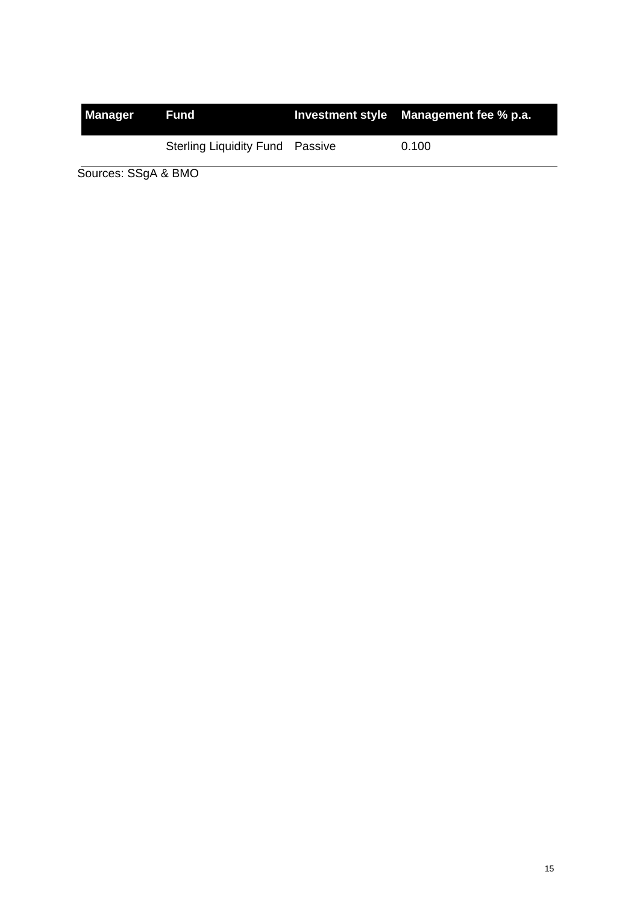| Manager | Fund | Investment style | Management fee % p.a. |
| --- | --- | --- | --- |
| | Sterling Liquidity Fund | Passive | 0.100 |

Sources: SSgA & BMO